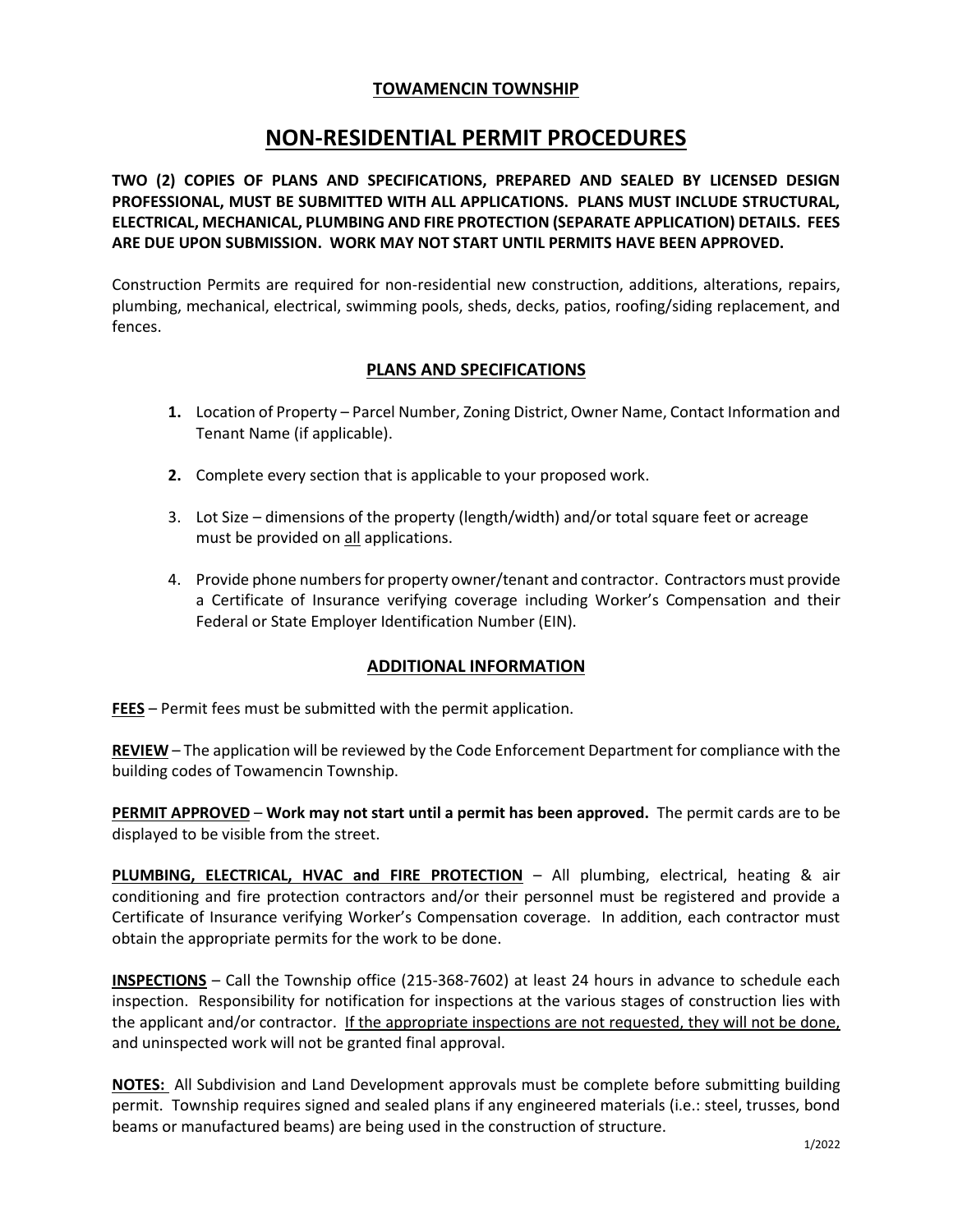**TOWAMENCIN TOWNSHIP**

# NON-RESIDENTIAL PERMIT PROCEDURES

**TWO (2) COPIES OF PLANS AND SPECIFICATIONS, PREPARED AND SEALED BY LICENSED DESIGN PROFESSIONAL, MUST BE SUBMITTED WITH ALL APPLICATIONS. PLANS MUST INCLUDE STRUCTURAL, ELECTRICAL, MECHANICAL, PLUMBING AND FIRE PROTECTION (SEPARATE APPLICATION) DETAILS. FEES ARE DUE UPON SUBMISSION. WORK MAY NOT START UNTIL PERMITS HAVE BEEN APPROVED.**

Construction Permits are required for non-residential new construction, additions, alterations, repairs, plumbing, mechanical, electrical, swimming pools, sheds, decks, patios, roofing/siding replacement, and fences.

## PLANS AND SPECIFICATIONS

1. Location of Property – Parcel Number, Zoning District, Owner Name, Contact Information and Tenant Name (if applicable).
2. Complete every section that is applicable to your proposed work.
3. Lot Size – dimensions of the property (length/width) and/or total square feet or acreage must be provided on all applications.
4. Provide phone numbers for property owner/tenant and contractor. Contractors must provide a Certificate of Insurance verifying coverage including Worker's Compensation and their Federal or State Employer Identification Number (EIN).

## ADDITIONAL INFORMATION

**FEES** – Permit fees must be submitted with the permit application.

**REVIEW** – The application will be reviewed by the Code Enforcement Department for compliance with the building codes of Towamencin Township.

**PERMIT APPROVED** – **Work may not start until a permit has been approved.** The permit cards are to be displayed to be visible from the street.

**PLUMBING, ELECTRICAL, HVAC and FIRE PROTECTION** – All plumbing, electrical, heating & air conditioning and fire protection contractors and/or their personnel must be registered and provide a Certificate of Insurance verifying Worker's Compensation coverage. In addition, each contractor must obtain the appropriate permits for the work to be done.

**INSPECTIONS** – Call the Township office (215-368-7602) at least 24 hours in advance to schedule each inspection. Responsibility for notification for inspections at the various stages of construction lies with the applicant and/or contractor. If the appropriate inspections are not requested, they will not be done, and uninspected work will not be granted final approval.

**NOTES:** All Subdivision and Land Development approvals must be complete before submitting building permit. Township requires signed and sealed plans if any engineered materials (i.e.: steel, trusses, bond beams or manufactured beams) are being used in the construction of structure.

1/2022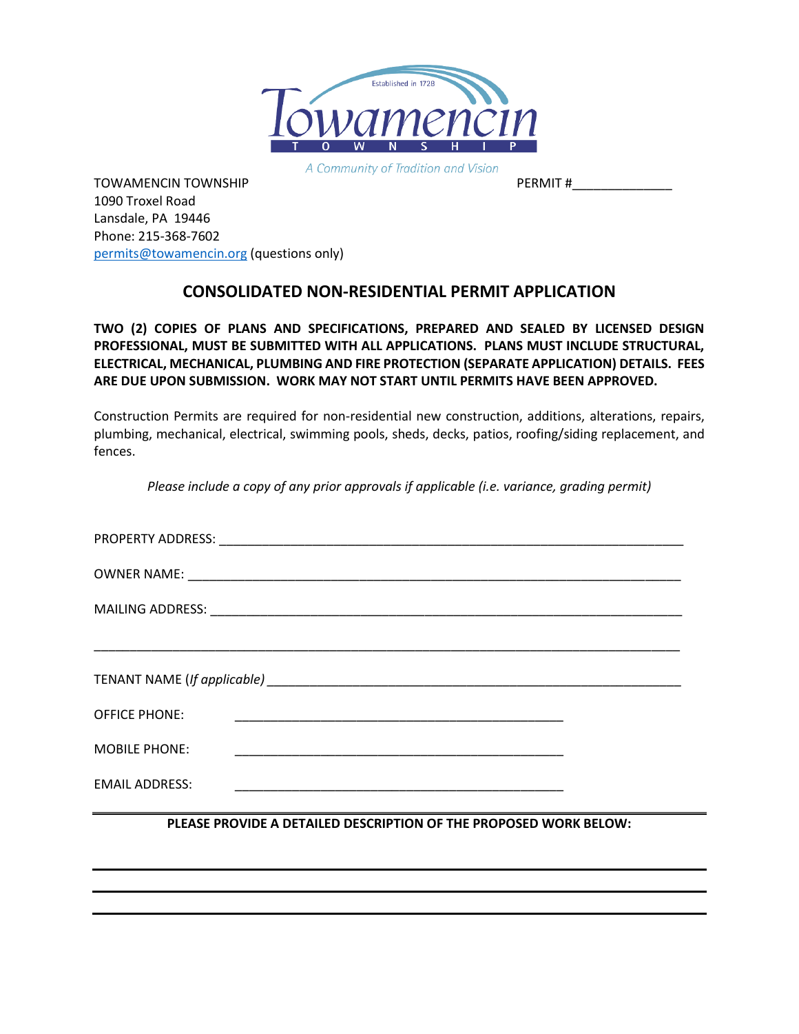Established in 1728

Towamencin

T O W N S H I P

*A Community of Tradition and Vision*

TOWAMENCIN TOWNSHIP PERMIT #______________

1090 Troxel Road
Lansdale, PA 19446
Phone: 215-368-7602
permits@towamencin.org (questions only)

## CONSOLIDATED NON-RESIDENTIAL PERMIT APPLICATION

**TWO (2) COPIES OF PLANS AND SPECIFICATIONS, PREPARED AND SEALED BY LICENSED DESIGN PROFESSIONAL, MUST BE SUBMITTED WITH ALL APPLICATIONS. PLANS MUST INCLUDE STRUCTURAL, ELECTRICAL, MECHANICAL, PLUMBING AND FIRE PROTECTION (SEPARATE APPLICATION) DETAILS. FEES ARE DUE UPON SUBMISSION. WORK MAY NOT START UNTIL PERMITS HAVE BEEN APPROVED.**

Construction Permits are required for non-residential new construction, additions, alterations, repairs, plumbing, mechanical, electrical, swimming pools, sheds, decks, patios, roofing/siding replacement, and fences.

*Please include a copy of any prior approvals if applicable (i.e. variance, grading permit)*

PROPERTY ADDRESS: ____________________________________________________________________

OWNER NAME: ________________________________________________________________________

MAILING ADDRESS: ____________________________________________________________________

_____________________________________________________________________________________

TENANT NAME (*If applicable*) ___________________________________________________________

OFFICE PHONE: ______________________________________________

MOBILE PHONE: ______________________________________________

EMAIL ADDRESS: ______________________________________________

**PLEASE PROVIDE A DETAILED DESCRIPTION OF THE PROPOSED WORK BELOW:**

_____________________________________________________________________________________

_____________________________________________________________________________________

_____________________________________________________________________________________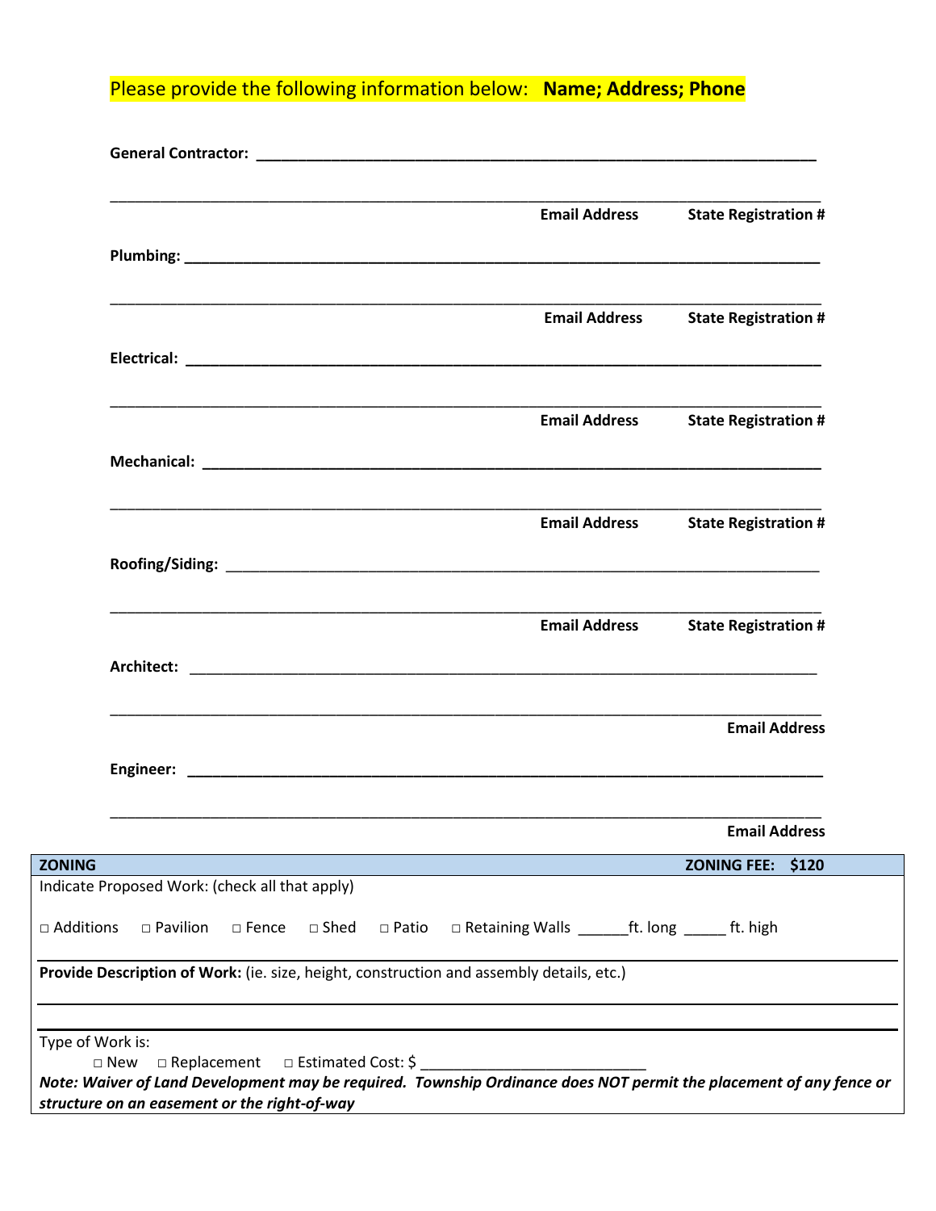Please provide the following information below: **Name; Address; Phone**

**General Contractor:** ______________________________________________________________________

______________________________________________________________________

**Email Address** **State Registration #**

**Plumbing:** ______________________________________________________________________

______________________________________________________________________

**Email Address** **State Registration #**

**Electrical:** ______________________________________________________________________

______________________________________________________________________

**Email Address** **State Registration #**

**Mechanical:** ______________________________________________________________________

______________________________________________________________________

**Email Address** **State Registration #**

**Roofing/Siding:** ______________________________________________________________________

______________________________________________________________________

**Email Address** **State Registration #**

**Architect:** ______________________________________________________________________

______________________________________________________________________

**Email Address**

**Engineer:** ______________________________________________________________________

______________________________________________________________________

**Email Address**

| **ZONING** | **ZONING FEE: $120** |
|---|---|

Indicate Proposed Work: (check all that apply)

□ Additions □ Pavilion □ Fence □ Shed □ Patio □ Retaining Walls ______ft. long _____ ft. high

**Provide Description of Work:** (ie. size, height, construction and assembly details, etc.)

______________________________________________________________________

______________________________________________________________________

Type of Work is:

□ New □ Replacement □ Estimated Cost: $ ___________________________

***Note: Waiver of Land Development may be required. Township Ordinance does NOT permit the placement of any fence or structure on an easement or the right-of-way***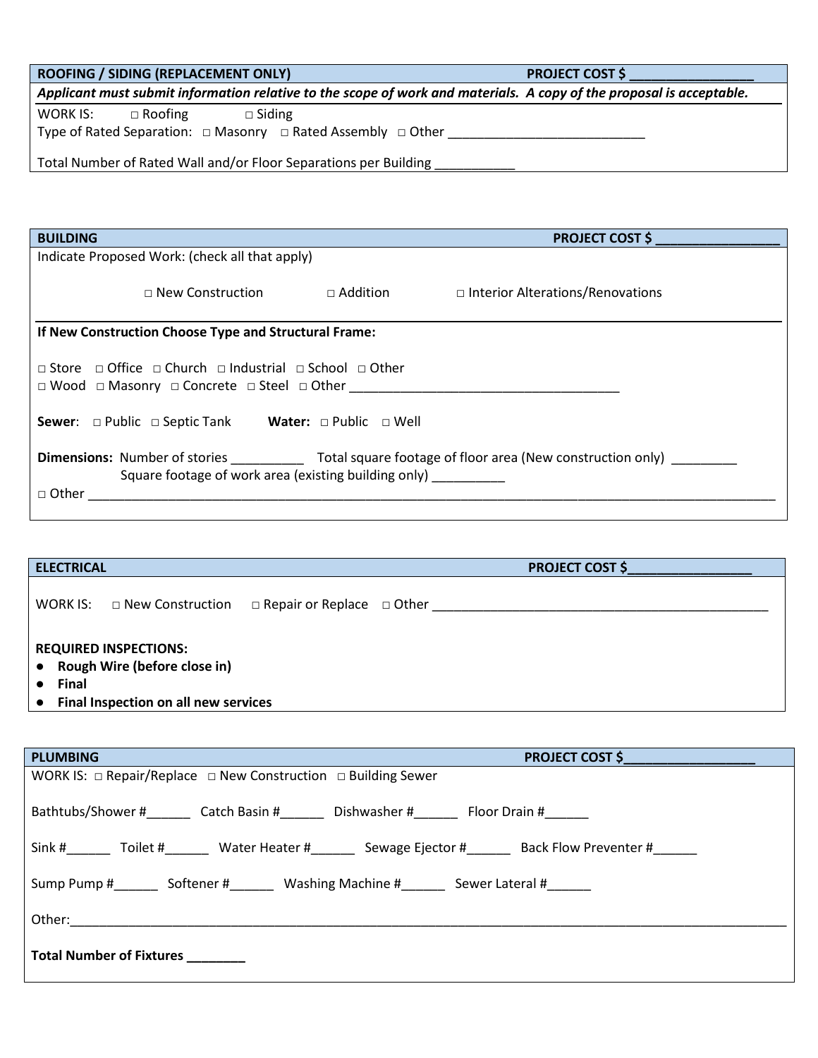## ROOFING / SIDING (REPLACEMENT ONLY) — PROJECT COST $ _________________

***Applicant must submit information relative to the scope of work and materials. A copy of the proposal is acceptable.***

WORK IS: □ Roofing □ Siding

Type of Rated Separation: □ Masonry □ Rated Assembly □ Other ___________________________

Total Number of Rated Wall and/or Floor Separations per Building ___________

## BUILDING — PROJECT COST $ _________________

Indicate Proposed Work: (check all that apply)

□ New Construction □ Addition □ Interior Alterations/Renovations

**If New Construction Choose Type and Structural Frame:**

□ Store □ Office □ Church □ Industrial □ School □ Other

□ Wood □ Masonry □ Concrete □ Steel □ Other ______________________________________

**Sewer**: □ Public □ Septic Tank **Water:** □ Public □ Well

**Dimensions:** Number of stories __________ Total square footage of floor area (New construction only) _________

Square footage of work area (existing building only) __________

□ Other ______________________________________________________________________________________________

## ELECTRICAL — PROJECT COST $_________________

WORK IS: □ New Construction □ Repair or Replace □ Other _________________________________________________

**REQUIRED INSPECTIONS:**

- **Rough Wire (before close in)**
- **Final**
- **Final Inspection on all new services**

## PLUMBING — PROJECT COST $__________________

WORK IS: □ Repair/Replace □ New Construction □ Building Sewer

Bathtubs/Shower #______ Catch Basin #______ Dishwasher #______ Floor Drain #______

Sink #______ Toilet #______ Water Heater #______ Sewage Ejector #______ Back Flow Preventer #______

Sump Pump #______ Softener #______ Washing Machine #______ Sewer Lateral #______

Other:_____________________________________________________________________________________________

**Total Number of Fixtures ________**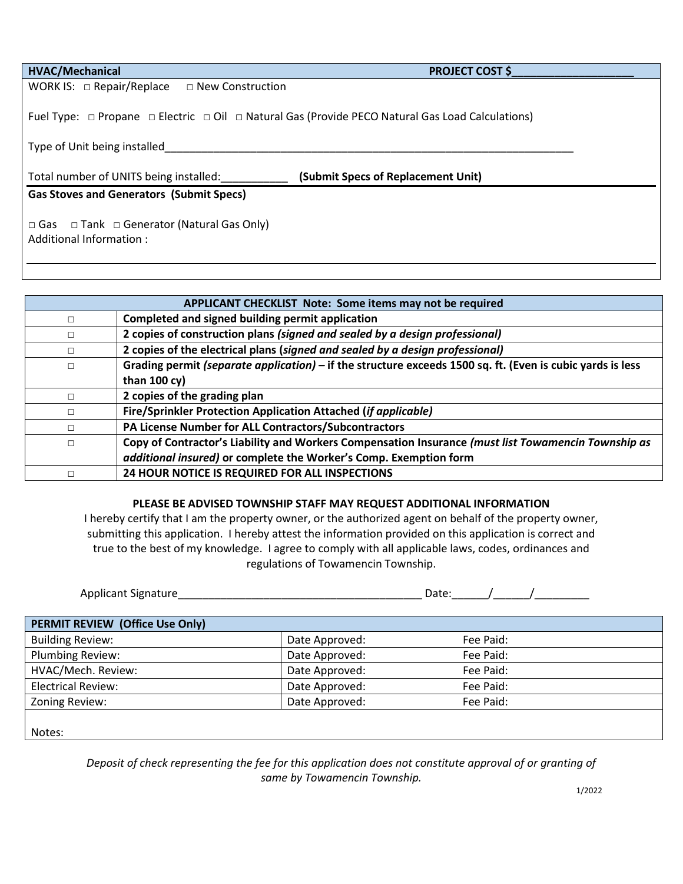| **HVAC/Mechanical** | **PROJECT COST $\_\_\_\_\_\_\_\_\_\_\_\_\_\_\_\_\_\_\_\_** |
|---|---|

WORK IS: □ Repair/Replace □ New Construction

Fuel Type: □ Propane □ Electric □ Oil □ Natural Gas (Provide PECO Natural Gas Load Calculations)

Type of Unit being installed\_\_\_\_\_\_\_\_\_\_\_\_\_\_\_\_\_\_\_\_\_\_\_\_\_\_\_\_\_\_\_\_\_\_\_\_\_\_\_\_\_\_\_\_\_\_\_\_\_\_\_\_\_\_\_\_\_\_\_\_\_\_\_\_\_\_\_\_

Total number of UNITS being installed:\_\_\_\_\_\_\_\_\_\_\_ **(Submit Specs of Replacement Unit)**

**Gas Stoves and Generators (Submit Specs)**

□ Gas □ Tank □ Generator (Natural Gas Only)

Additional Information :

| **APPLICANT CHECKLIST Note: Some items may not be required** | |
|---|---|
| □ | **Completed and signed building permit application** |
| □ | **2 copies of construction plans *(signed and sealed by a design professional)*** |
| □ | **2 copies of the electrical plans (*signed and sealed by a design professional)*** |
| □ | **Grading permit *(separate application)* – if the structure exceeds 1500 sq. ft. (Even is cubic yards is less than 100 cy)** |
| □ | **2 copies of the grading plan** |
| □ | **Fire/Sprinkler Protection Application Attached (*if applicable)*** |
| □ | **PA License Number for ALL Contractors/Subcontractors** |
| □ | **Copy of Contractor's Liability and Workers Compensation Insurance *(must list Towamencin Township as additional insured)* or complete the Worker's Comp. Exemption form** |
| □ | **24 HOUR NOTICE IS REQUIRED FOR ALL INSPECTIONS** |

**PLEASE BE ADVISED TOWNSHIP STAFF MAY REQUEST ADDITIONAL INFORMATION**

I hereby certify that I am the property owner, or the authorized agent on behalf of the property owner, submitting this application. I hereby attest the information provided on this application is correct and true to the best of my knowledge. I agree to comply with all applicable laws, codes, ordinances and regulations of Towamencin Township.

Applicant Signature\_\_\_\_\_\_\_\_\_\_\_\_\_\_\_\_\_\_\_\_\_\_\_\_\_\_\_\_\_\_\_\_\_\_\_\_\_\_\_\_\_ Date:\_\_\_\_\_\_/\_\_\_\_\_\_/\_\_\_\_\_\_\_\_\_

| **PERMIT REVIEW (Office Use Only)** | | |
|---|---|---|
| Building Review: | Date Approved: | Fee Paid: |
| Plumbing Review: | Date Approved: | Fee Paid: |
| HVAC/Mech. Review: | Date Approved: | Fee Paid: |
| Electrical Review: | Date Approved: | Fee Paid: |
| Zoning Review: | Date Approved: | Fee Paid: |
| Notes: | | |

*Deposit of check representing the fee for this application does not constitute approval of or granting of same by Towamencin Township.*

1/2022